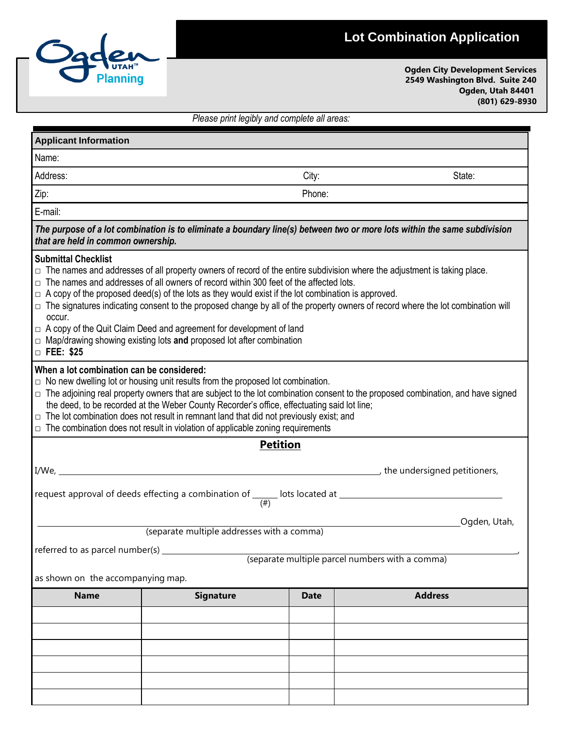# Lot Combination Application

Ogden Utah Planning

**Ogden City Development Services**
**2549 Washington Blvd. Suite 240**
**Ogden, Utah 84401**
**(801) 629-8930**

*Please print legibly and complete all areas:*

## Applicant Information

Name:

Address: City: State:

Zip: Phone:

E-mail:

***The purpose of a lot combination is to eliminate a boundary line(s) between two or more lots within the same subdivision that are held in common ownership.***

**Submittal Checklist**

- □ The names and addresses of all property owners of record of the entire subdivision where the adjustment is taking place.
- □ The names and addresses of all owners of record within 300 feet of the affected lots.
- □ A copy of the proposed deed(s) of the lots as they would exist if the lot combination is approved.
- □ The signatures indicating consent to the proposed change by all of the property owners of record where the lot combination will occur.
- □ A copy of the Quit Claim Deed and agreement for development of land
- □ Map/drawing showing existing lots **and** proposed lot after combination
- □ **FEE: $25**

**When a lot combination can be considered:**

- □ No new dwelling lot or housing unit results from the proposed lot combination.
- □ The adjoining real property owners that are subject to the lot combination consent to the proposed combination, and have signed the deed, to be recorded at the Weber County Recorder's office, effectuating said lot line;
- □ The lot combination does not result in remnant land that did not previously exist; and
- □ The combination does not result in violation of applicable zoning requirements

## Petition

I/We, ______________________________, the undersigned petitioners,

request approval of deeds effecting a combination of ______ lots located at ______________________________
(#)

______________________________ Ogden, Utah,
(separate multiple addresses with a comma)

referred to as parcel number(s) ______________________________,
(separate multiple parcel numbers with a comma)

as shown on the accompanying map.

| Name | Signature | Date | Address |
|---|---|---|---|
| | | | |
| | | | |
| | | | |
| | | | |
| | | | |
| | | | |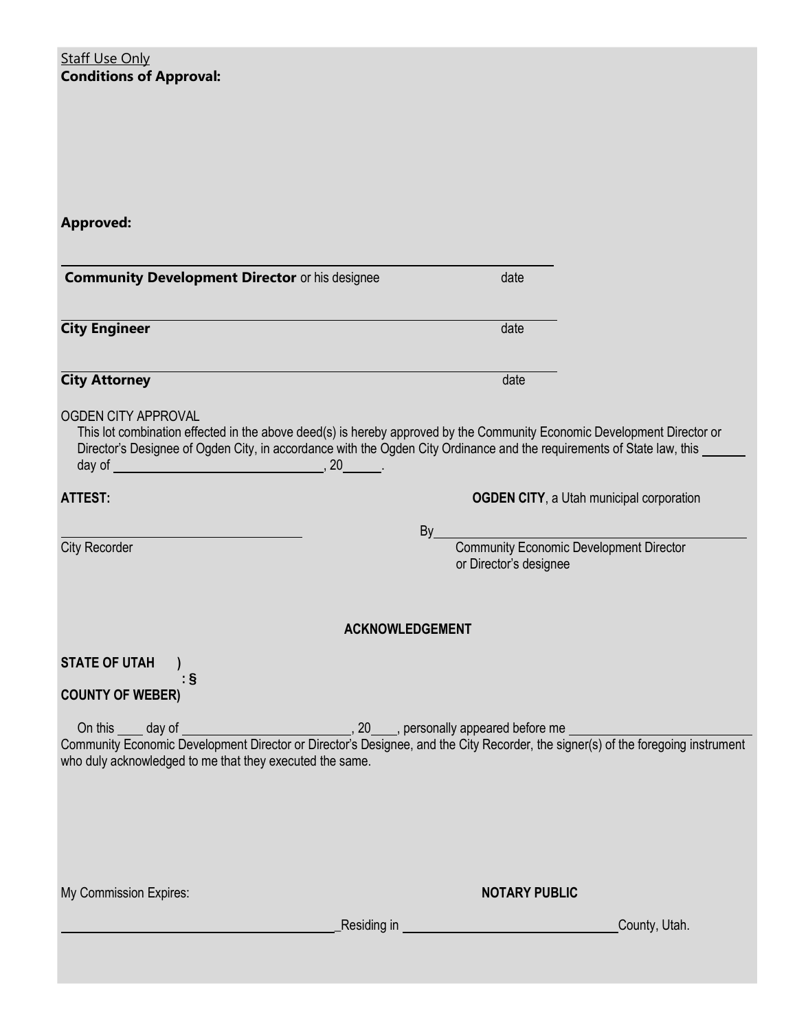Staff Use Only
**Conditions of Approval:**

**Approved:**

\_\_\_\_\_\_\_\_\_\_\_\_\_\_\_\_\_\_\_\_\_\_\_\_\_\_\_\_\_\_\_\_\_\_\_\_\_\_\_\_\_\_\_\_\_\_\_\_\_\_\_\_\_\_\_\_\_\_\_\_

**Community Development Director** or his designee date

\_\_\_\_\_\_\_\_\_\_\_\_\_\_\_\_\_\_\_\_\_\_\_\_\_\_\_\_\_\_\_\_\_\_\_\_\_\_\_\_\_\_\_\_\_\_\_\_\_\_\_\_\_\_\_\_\_\_\_\_

**City Engineer** date

\_\_\_\_\_\_\_\_\_\_\_\_\_\_\_\_\_\_\_\_\_\_\_\_\_\_\_\_\_\_\_\_\_\_\_\_\_\_\_\_\_\_\_\_\_\_\_\_\_\_\_\_\_\_\_\_\_\_\_\_

**City Attorney** date

OGDEN CITY APPROVAL

This lot combination effected in the above deed(s) is hereby approved by the Community Economic Development Director or Director's Designee of Ogden City, in accordance with the Ogden City Ordinance and the requirements of State law, this \_\_\_\_\_\_ day of \_\_\_\_\_\_\_\_\_\_\_\_\_\_\_\_\_\_\_\_\_\_\_\_\_\_\_\_\_\_, 20\_\_\_\_\_\_.

**ATTEST:** **OGDEN CITY**, a Utah municipal corporation

\_\_\_\_\_\_\_\_\_\_\_\_\_\_\_\_\_\_\_\_\_\_\_\_\_\_\_\_\_\_\_\_\_\_\_\_ By\_\_\_\_\_\_\_\_\_\_\_\_\_\_\_\_\_\_\_\_\_\_\_\_\_\_\_\_\_\_\_\_\_\_\_\_\_\_\_\_\_\_

City Recorder Community Economic Development Director or Director's designee

**ACKNOWLEDGEMENT**

**STATE OF UTAH )**
**: §**
**COUNTY OF WEBER)**

On this \_\_\_\_ day of \_\_\_\_\_\_\_\_\_\_\_\_\_\_\_\_\_\_\_\_\_\_\_\_\_\_, 20\_\_\_\_, personally appeared before me \_\_\_\_\_\_\_\_\_\_\_\_\_\_\_\_\_\_\_\_\_\_\_\_\_\_\_\_ Community Economic Development Director or Director's Designee, and the City Recorder, the signer(s) of the foregoing instrument who duly acknowledged to me that they executed the same.

My Commission Expires: **NOTARY PUBLIC**

\_\_\_\_\_\_\_\_\_\_\_\_\_\_\_\_\_\_\_\_\_\_\_\_\_\_\_\_\_\_\_\_\_\_\_\_\_\_\_\_\_\_\_Residing in \_\_\_\_\_\_\_\_\_\_\_\_\_\_\_\_\_\_\_\_\_\_\_\_\_\_\_\_\_\_\_\_\_\_County, Utah.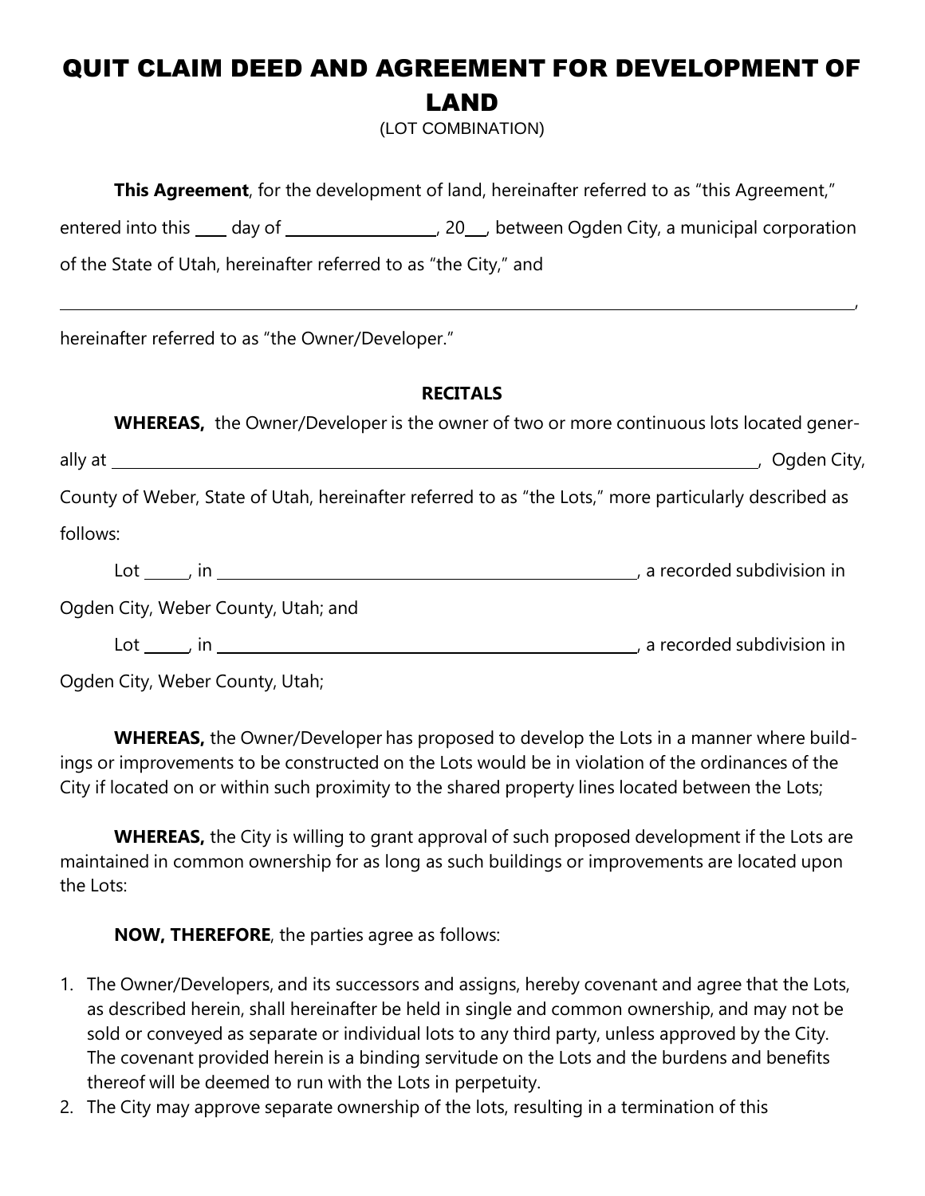# QUIT CLAIM DEED AND AGREEMENT FOR DEVELOPMENT OF LAND

(LOT COMBINATION)

**This Agreement**, for the development of land, hereinafter referred to as "this Agreement," entered into this ____ day of __________________, 20___, between Ogden City, a municipal corporation of the State of Utah, hereinafter referred to as "the City," and

_______________________________________________________________________________,

hereinafter referred to as "the Owner/Developer."

**RECITALS**

**WHEREAS,** the Owner/Developer is the owner of two or more continuous lots located generally at ______________________________________________________________, Ogden City, County of Weber, State of Utah, hereinafter referred to as "the Lots," more particularly described as follows:

Lot _____, in ________________________________________________, a recorded subdivision in Ogden City, Weber County, Utah; and

Lot _____, in ________________________________________________, a recorded subdivision in Ogden City, Weber County, Utah;

**WHEREAS,** the Owner/Developer has proposed to develop the Lots in a manner where buildings or improvements to be constructed on the Lots would be in violation of the ordinances of the City if located on or within such proximity to the shared property lines located between the Lots;

**WHEREAS,** the City is willing to grant approval of such proposed development if the Lots are maintained in common ownership for as long as such buildings or improvements are located upon the Lots:

**NOW, THEREFORE**, the parties agree as follows:

1. The Owner/Developers, and its successors and assigns, hereby covenant and agree that the Lots, as described herein, shall hereinafter be held in single and common ownership, and may not be sold or conveyed as separate or individual lots to any third party, unless approved by the City. The covenant provided herein is a binding servitude on the Lots and the burdens and benefits thereof will be deemed to run with the Lots in perpetuity.
2. The City may approve separate ownership of the lots, resulting in a termination of this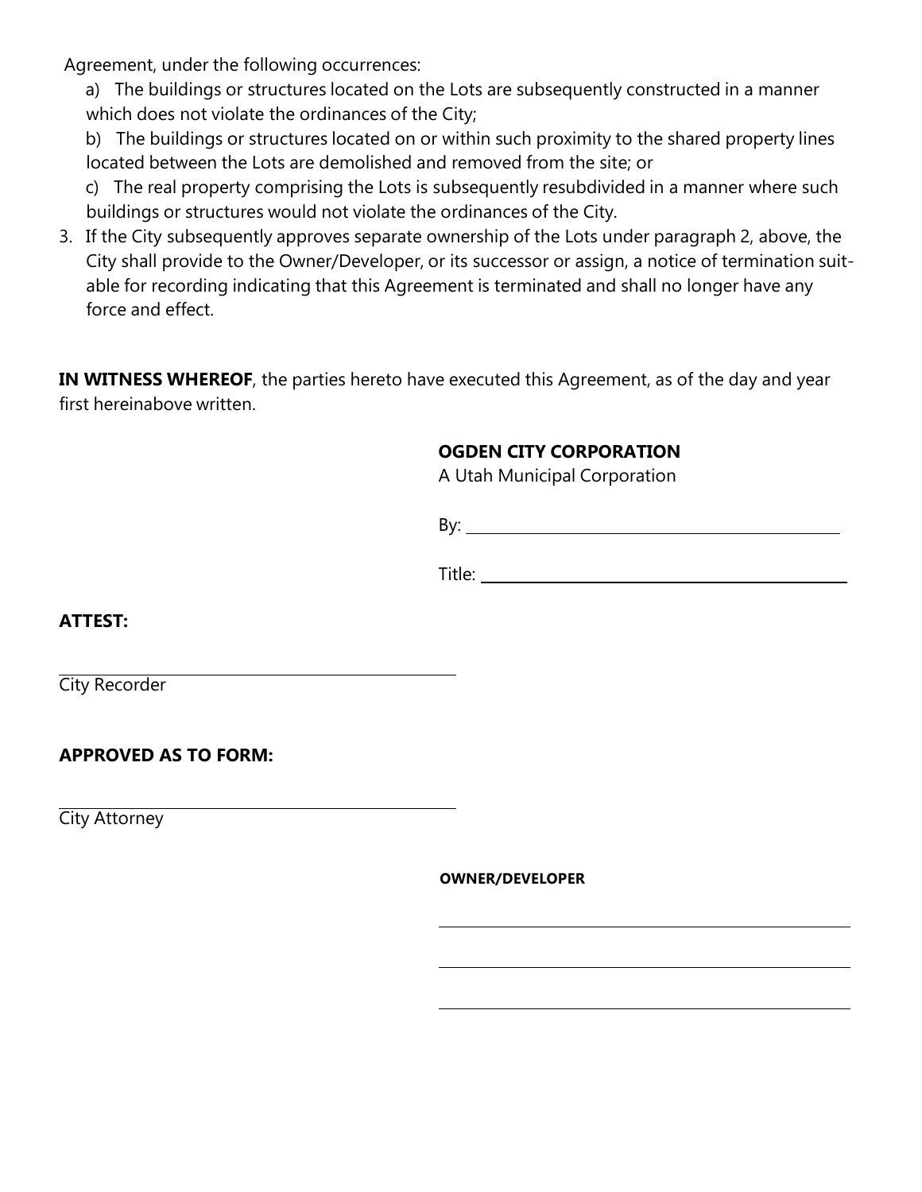Agreement, under the following occurrences:

a) The buildings or structures located on the Lots are subsequently constructed in a manner which does not violate the ordinances of the City;

b) The buildings or structures located on or within such proximity to the shared property lines located between the Lots are demolished and removed from the site; or

c) The real property comprising the Lots is subsequently resubdivided in a manner where such buildings or structures would not violate the ordinances of the City.

3. If the City subsequently approves separate ownership of the Lots under paragraph 2, above, the City shall provide to the Owner/Developer, or its successor or assign, a notice of termination suitable for recording indicating that this Agreement is terminated and shall no longer have any force and effect.

**IN WITNESS WHEREOF**, the parties hereto have executed this Agreement, as of the day and year first hereinabove written.

**OGDEN CITY CORPORATION**
A Utah Municipal Corporation

By: ______________________________

Title: ______________________________

**ATTEST:**

______________________________
City Recorder

**APPROVED AS TO FORM:**

______________________________
City Attorney

**OWNER/DEVELOPER**

______________________________

______________________________

______________________________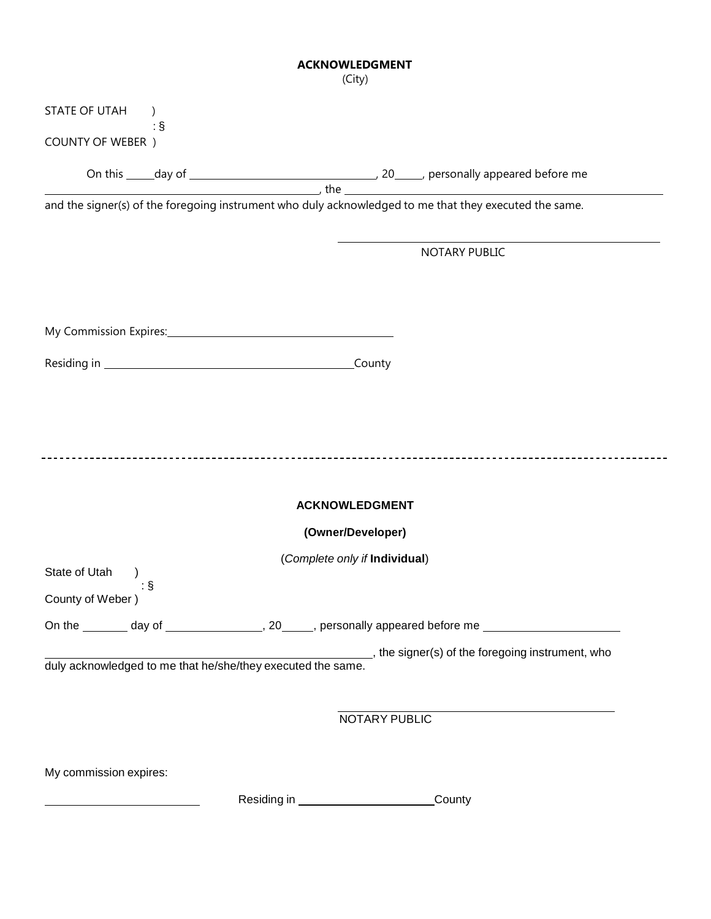**ACKNOWLEDGMENT**
(City)

STATE OF UTAH )
: §
COUNTY OF WEBER )

On this _____ day of ________________________________, 20_____, personally appeared before me ____________________________________________________, the ______________________________________________________ and the signer(s) of the foregoing instrument who duly acknowledged to me that they executed the same.

______________________________________________
NOTARY PUBLIC

My Commission Expires: ________________________________________

Residing in _____________________________________________ County

---

**ACKNOWLEDGMENT**

**(Owner/Developer)**

(*Complete only if* **Individual**)

State of Utah )
: §
County of Weber )

On the _______ day of _______________, 20_____, personally appeared before me ______________________ ______________________________________________________, the signer(s) of the foregoing instrument, who duly acknowledged to me that he/she/they executed the same.

________________________________________
NOTARY PUBLIC

My commission expires:

_________________________ Residing in ______________________ County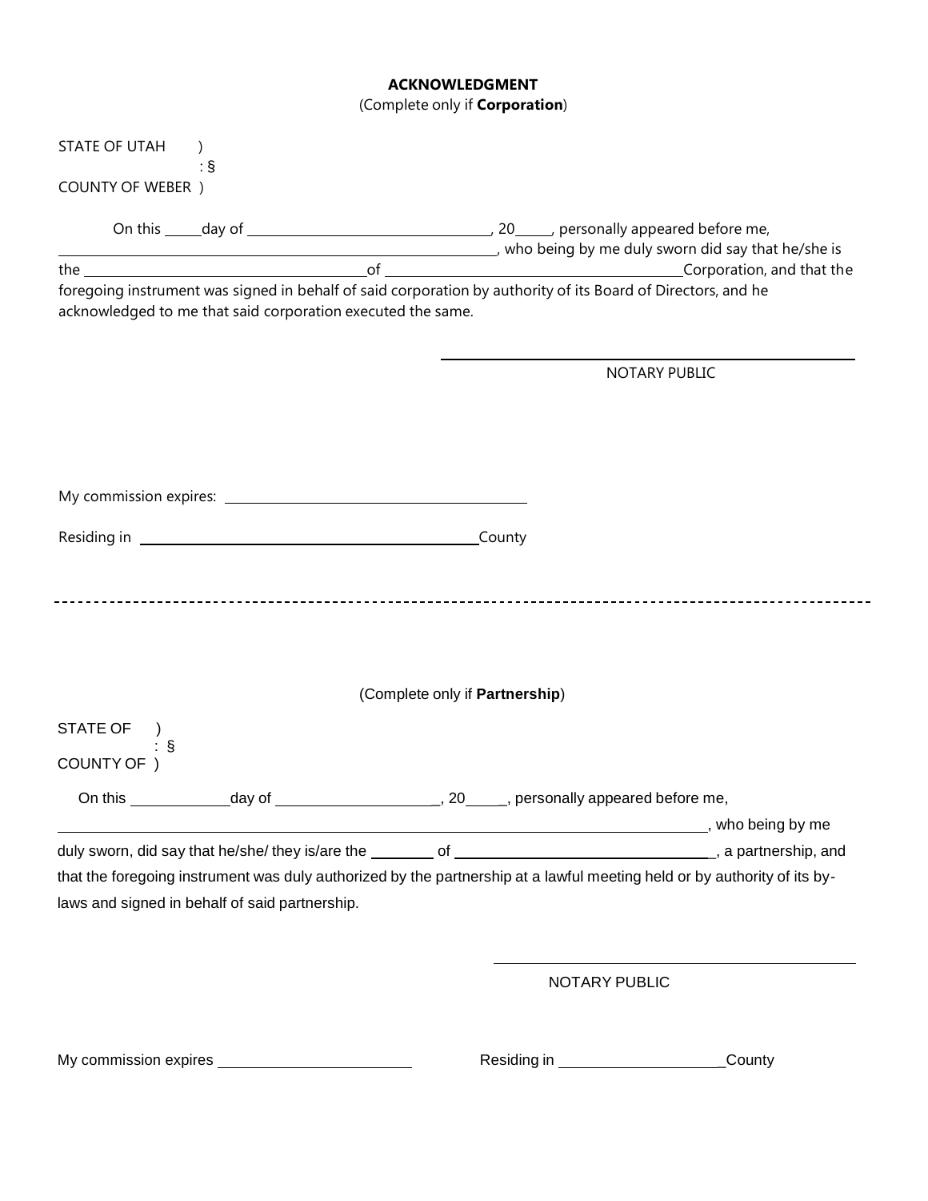**ACKNOWLEDGMENT**

(Complete only if **Corporation**)

STATE OF UTAH )
: §
COUNTY OF WEBER )

On this _____day of ________________________________, 20_____, personally appeared before me, ________________________________________________________, who being by me duly sworn did say that he/she is the ________________________________________of ________________________________________Corporation, and that the foregoing instrument was signed in behalf of said corporation by authority of its Board of Directors, and he acknowledged to me that said corporation executed the same.

________________________________________

NOTARY PUBLIC

My commission expires: ________________________________________

Residing in ________________________________________County

---

(Complete only if **Partnership**)

STATE OF )
: §
COUNTY OF )

On this ____________day of ____________________, 20_____, personally appeared before me, ________________________________________________________________________________, who being by me duly sworn, did say that he/she/ they is/are the ________ of ________________________________, a partnership, and that the foregoing instrument was duly authorized by the partnership at a lawful meeting held or by authority of its by-laws and signed in behalf of said partnership.

________________________________________

NOTARY PUBLIC

My commission expires ________________________ Residing in ____________________County